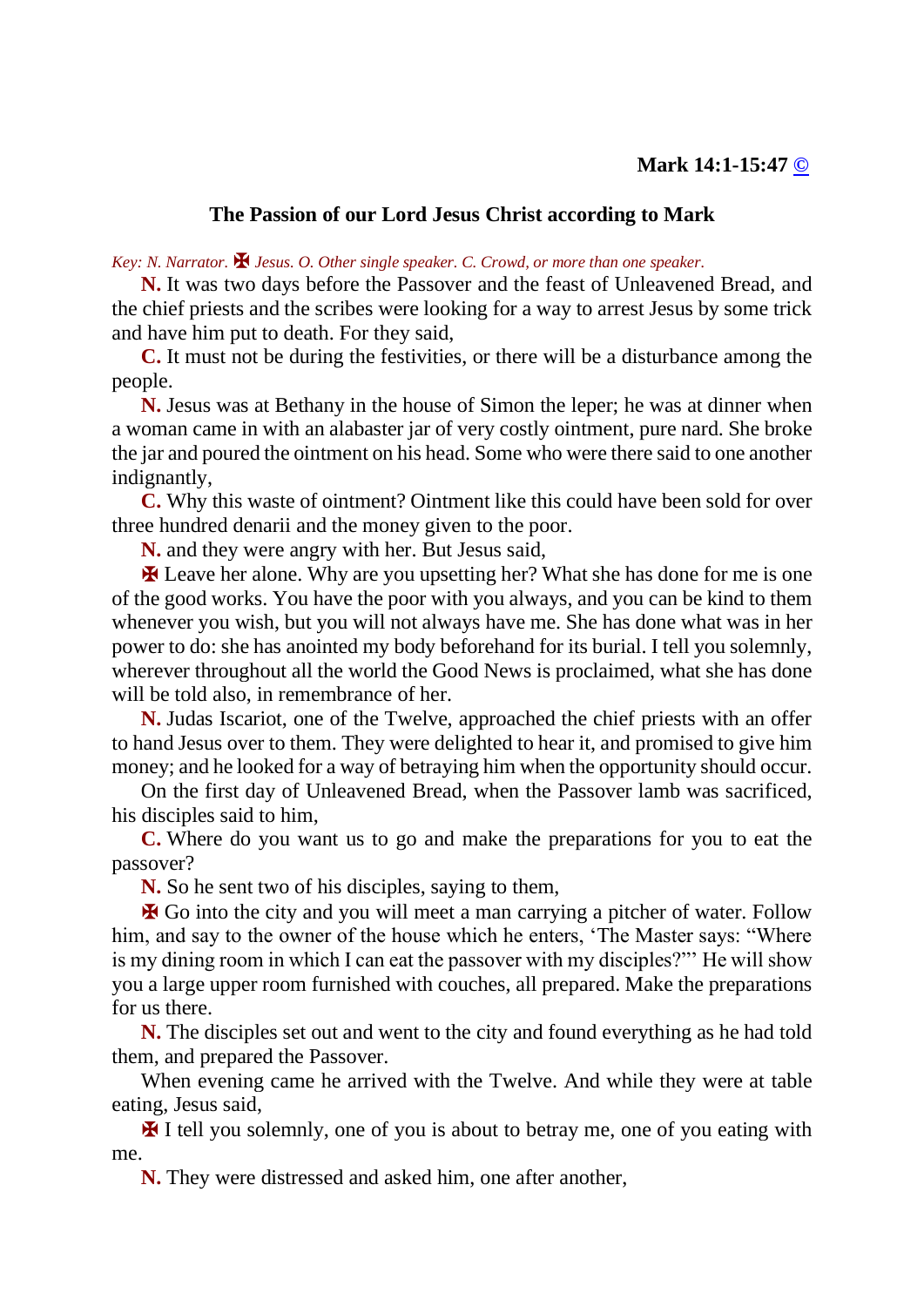**Mark 14:1-15:47 ©**

## The Passion of our Lord Jesus Christ according to Mark

*Key: N. Narrator. ✠ Jesus. O. Other single speaker. C. Crowd, or more than one speaker.*

**N.** It was two days before the Passover and the feast of Unleavened Bread, and the chief priests and the scribes were looking for a way to arrest Jesus by some trick and have him put to death. For they said,

**C.** It must not be during the festivities, or there will be a disturbance among the people.

**N.** Jesus was at Bethany in the house of Simon the leper; he was at dinner when a woman came in with an alabaster jar of very costly ointment, pure nard. She broke the jar and poured the ointment on his head. Some who were there said to one another indignantly,

**C.** Why this waste of ointment? Ointment like this could have been sold for over three hundred denarii and the money given to the poor.

**N.** and they were angry with her. But Jesus said,

✠ Leave her alone. Why are you upsetting her? What she has done for me is one of the good works. You have the poor with you always, and you can be kind to them whenever you wish, but you will not always have me. She has done what was in her power to do: she has anointed my body beforehand for its burial. I tell you solemnly, wherever throughout all the world the Good News is proclaimed, what she has done will be told also, in remembrance of her.

**N.** Judas Iscariot, one of the Twelve, approached the chief priests with an offer to hand Jesus over to them. They were delighted to hear it, and promised to give him money; and he looked for a way of betraying him when the opportunity should occur.

On the first day of Unleavened Bread, when the Passover lamb was sacrificed, his disciples said to him,

**C.** Where do you want us to go and make the preparations for you to eat the passover?

**N.** So he sent two of his disciples, saying to them,

✠ Go into the city and you will meet a man carrying a pitcher of water. Follow him, and say to the owner of the house which he enters, 'The Master says: "Where is my dining room in which I can eat the passover with my disciples?"' He will show you a large upper room furnished with couches, all prepared. Make the preparations for us there.

**N.** The disciples set out and went to the city and found everything as he had told them, and prepared the Passover.

When evening came he arrived with the Twelve. And while they were at table eating, Jesus said,

✠ I tell you solemnly, one of you is about to betray me, one of you eating with me.

**N.** They were distressed and asked him, one after another,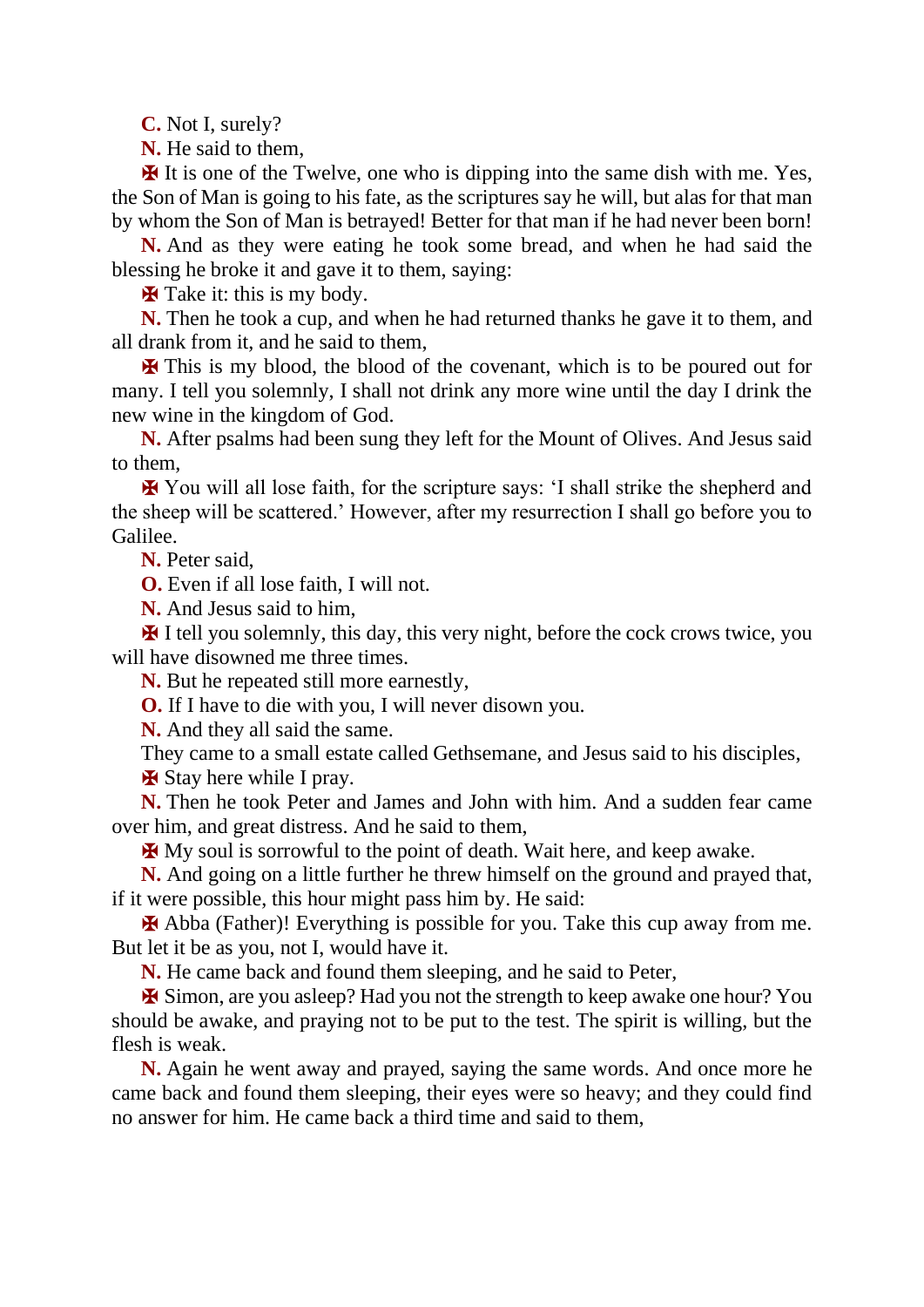**C.** Not I, surely?

**N.** He said to them,

✠ It is one of the Twelve, one who is dipping into the same dish with me. Yes, the Son of Man is going to his fate, as the scriptures say he will, but alas for that man by whom the Son of Man is betrayed! Better for that man if he had never been born!

**N.** And as they were eating he took some bread, and when he had said the blessing he broke it and gave it to them, saying:

✠ Take it: this is my body.

**N.** Then he took a cup, and when he had returned thanks he gave it to them, and all drank from it, and he said to them,

✠ This is my blood, the blood of the covenant, which is to be poured out for many. I tell you solemnly, I shall not drink any more wine until the day I drink the new wine in the kingdom of God.

**N.** After psalms had been sung they left for the Mount of Olives. And Jesus said to them,

✠ You will all lose faith, for the scripture says: 'I shall strike the shepherd and the sheep will be scattered.' However, after my resurrection I shall go before you to Galilee.

**N.** Peter said,

**O.** Even if all lose faith, I will not.

**N.** And Jesus said to him,

✠ I tell you solemnly, this day, this very night, before the cock crows twice, you will have disowned me three times.

**N.** But he repeated still more earnestly,

**O.** If I have to die with you, I will never disown you.

**N.** And they all said the same.

They came to a small estate called Gethsemane, and Jesus said to his disciples,

✠ Stay here while I pray.

**N.** Then he took Peter and James and John with him. And a sudden fear came over him, and great distress. And he said to them,

✠ My soul is sorrowful to the point of death. Wait here, and keep awake.

**N.** And going on a little further he threw himself on the ground and prayed that, if it were possible, this hour might pass him by. He said:

✠ Abba (Father)! Everything is possible for you. Take this cup away from me. But let it be as you, not I, would have it.

**N.** He came back and found them sleeping, and he said to Peter,

✠ Simon, are you asleep? Had you not the strength to keep awake one hour? You should be awake, and praying not to be put to the test. The spirit is willing, but the flesh is weak.

**N.** Again he went away and prayed, saying the same words. And once more he came back and found them sleeping, their eyes were so heavy; and they could find no answer for him. He came back a third time and said to them,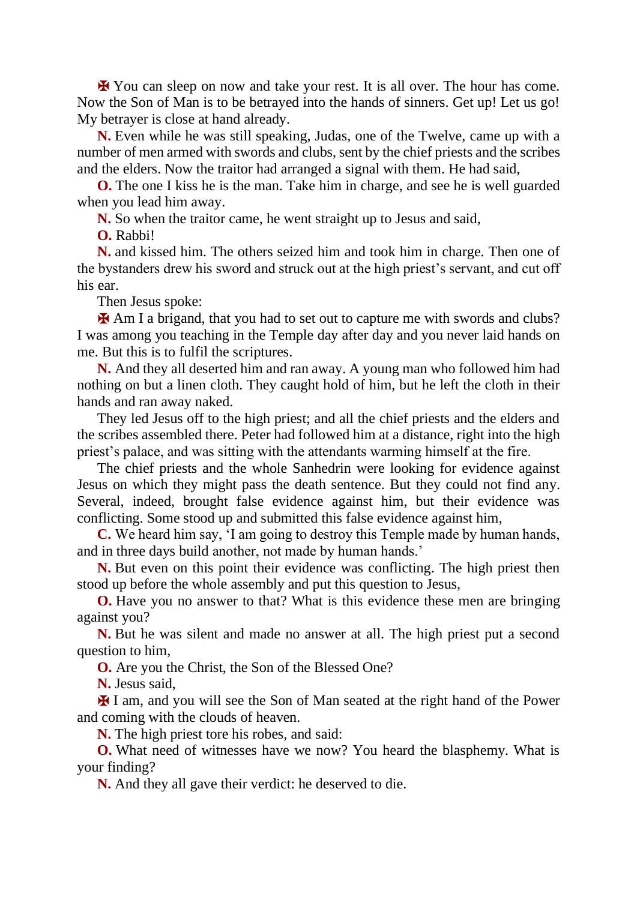✠ You can sleep on now and take your rest. It is all over. The hour has come. Now the Son of Man is to be betrayed into the hands of sinners. Get up! Let us go! My betrayer is close at hand already.

**N.** Even while he was still speaking, Judas, one of the Twelve, came up with a number of men armed with swords and clubs, sent by the chief priests and the scribes and the elders. Now the traitor had arranged a signal with them. He had said,

**O.** The one I kiss he is the man. Take him in charge, and see he is well guarded when you lead him away.

**N.** So when the traitor came, he went straight up to Jesus and said,

**O.** Rabbi!

**N.** and kissed him. The others seized him and took him in charge. Then one of the bystanders drew his sword and struck out at the high priest's servant, and cut off his ear.

Then Jesus spoke:

✠ Am I a brigand, that you had to set out to capture me with swords and clubs? I was among you teaching in the Temple day after day and you never laid hands on me. But this is to fulfil the scriptures.

**N.** And they all deserted him and ran away. A young man who followed him had nothing on but a linen cloth. They caught hold of him, but he left the cloth in their hands and ran away naked.

They led Jesus off to the high priest; and all the chief priests and the elders and the scribes assembled there. Peter had followed him at a distance, right into the high priest's palace, and was sitting with the attendants warming himself at the fire.

The chief priests and the whole Sanhedrin were looking for evidence against Jesus on which they might pass the death sentence. But they could not find any. Several, indeed, brought false evidence against him, but their evidence was conflicting. Some stood up and submitted this false evidence against him,

**C.** We heard him say, 'I am going to destroy this Temple made by human hands, and in three days build another, not made by human hands.'

**N.** But even on this point their evidence was conflicting. The high priest then stood up before the whole assembly and put this question to Jesus,

**O.** Have you no answer to that? What is this evidence these men are bringing against you?

**N.** But he was silent and made no answer at all. The high priest put a second question to him,

**O.** Are you the Christ, the Son of the Blessed One?

**N.** Jesus said,

✠ I am, and you will see the Son of Man seated at the right hand of the Power and coming with the clouds of heaven.

**N.** The high priest tore his robes, and said:

**O.** What need of witnesses have we now? You heard the blasphemy. What is your finding?

**N.** And they all gave their verdict: he deserved to die.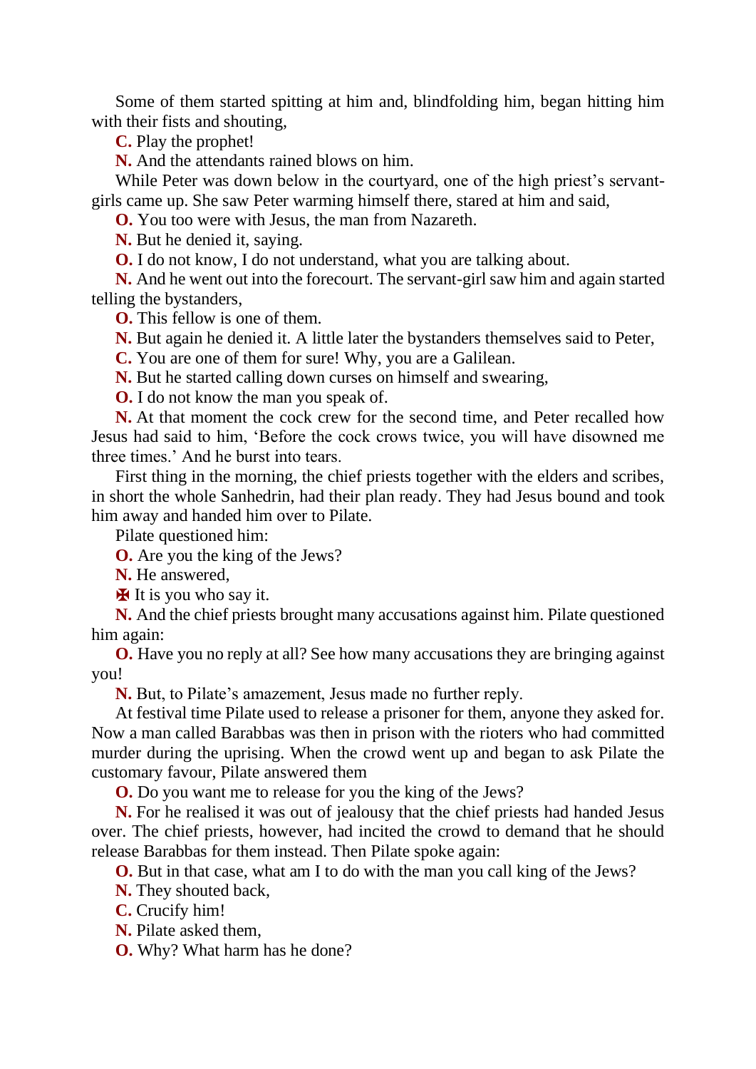Some of them started spitting at him and, blindfolding him, began hitting him with their fists and shouting,

**C.** Play the prophet!

**N.** And the attendants rained blows on him.

While Peter was down below in the courtyard, one of the high priest's servant-girls came up. She saw Peter warming himself there, stared at him and said,

**O.** You too were with Jesus, the man from Nazareth.

**N.** But he denied it, saying.

**O.** I do not know, I do not understand, what you are talking about.

**N.** And he went out into the forecourt. The servant-girl saw him and again started telling the bystanders,

**O.** This fellow is one of them.

**N.** But again he denied it. A little later the bystanders themselves said to Peter,

**C.** You are one of them for sure! Why, you are a Galilean.

**N.** But he started calling down curses on himself and swearing,

**O.** I do not know the man you speak of.

**N.** At that moment the cock crew for the second time, and Peter recalled how Jesus had said to him, 'Before the cock crows twice, you will have disowned me three times.' And he burst into tears.

First thing in the morning, the chief priests together with the elders and scribes, in short the whole Sanhedrin, had their plan ready. They had Jesus bound and took him away and handed him over to Pilate.

Pilate questioned him:

**O.** Are you the king of the Jews?

**N.** He answered,

✠ It is you who say it.

**N.** And the chief priests brought many accusations against him. Pilate questioned him again:

**O.** Have you no reply at all? See how many accusations they are bringing against you!

**N.** But, to Pilate's amazement, Jesus made no further reply.

At festival time Pilate used to release a prisoner for them, anyone they asked for. Now a man called Barabbas was then in prison with the rioters who had committed murder during the uprising. When the crowd went up and began to ask Pilate the customary favour, Pilate answered them

**O.** Do you want me to release for you the king of the Jews?

**N.** For he realised it was out of jealousy that the chief priests had handed Jesus over. The chief priests, however, had incited the crowd to demand that he should release Barabbas for them instead. Then Pilate spoke again:

**O.** But in that case, what am I to do with the man you call king of the Jews?

**N.** They shouted back,

**C.** Crucify him!

**N.** Pilate asked them,

**O.** Why? What harm has he done?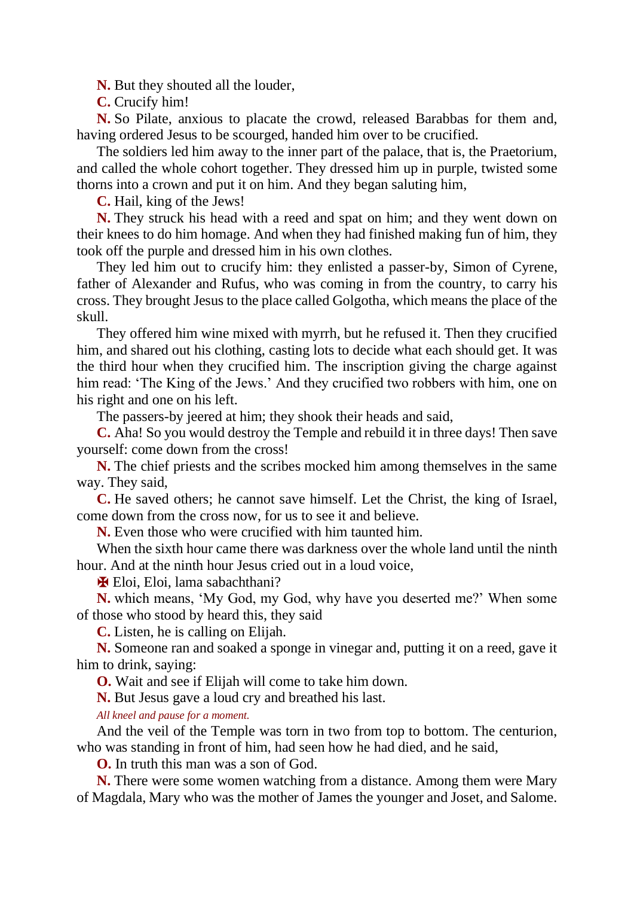**N.** But they shouted all the louder,

**C.** Crucify him!

**N.** So Pilate, anxious to placate the crowd, released Barabbas for them and, having ordered Jesus to be scourged, handed him over to be crucified.

The soldiers led him away to the inner part of the palace, that is, the Praetorium, and called the whole cohort together. They dressed him up in purple, twisted some thorns into a crown and put it on him. And they began saluting him,

**C.** Hail, king of the Jews!

**N.** They struck his head with a reed and spat on him; and they went down on their knees to do him homage. And when they had finished making fun of him, they took off the purple and dressed him in his own clothes.

They led him out to crucify him: they enlisted a passer-by, Simon of Cyrene, father of Alexander and Rufus, who was coming in from the country, to carry his cross. They brought Jesus to the place called Golgotha, which means the place of the skull.

They offered him wine mixed with myrrh, but he refused it. Then they crucified him, and shared out his clothing, casting lots to decide what each should get. It was the third hour when they crucified him. The inscription giving the charge against him read: 'The King of the Jews.' And they crucified two robbers with him, one on his right and one on his left.

The passers-by jeered at him; they shook their heads and said,

**C.** Aha! So you would destroy the Temple and rebuild it in three days! Then save yourself: come down from the cross!

**N.** The chief priests and the scribes mocked him among themselves in the same way. They said,

**C.** He saved others; he cannot save himself. Let the Christ, the king of Israel, come down from the cross now, for us to see it and believe.

**N.** Even those who were crucified with him taunted him.

When the sixth hour came there was darkness over the whole land until the ninth hour. And at the ninth hour Jesus cried out in a loud voice,

**✠** Eloi, Eloi, lama sabachthani?

**N.** which means, 'My God, my God, why have you deserted me?' When some of those who stood by heard this, they said

**C.** Listen, he is calling on Elijah.

**N.** Someone ran and soaked a sponge in vinegar and, putting it on a reed, gave it him to drink, saying:

**O.** Wait and see if Elijah will come to take him down.

**N.** But Jesus gave a loud cry and breathed his last.

*All kneel and pause for a moment.*

And the veil of the Temple was torn in two from top to bottom. The centurion, who was standing in front of him, had seen how he had died, and he said,

**O.** In truth this man was a son of God.

**N.** There were some women watching from a distance. Among them were Mary of Magdala, Mary who was the mother of James the younger and Joset, and Salome.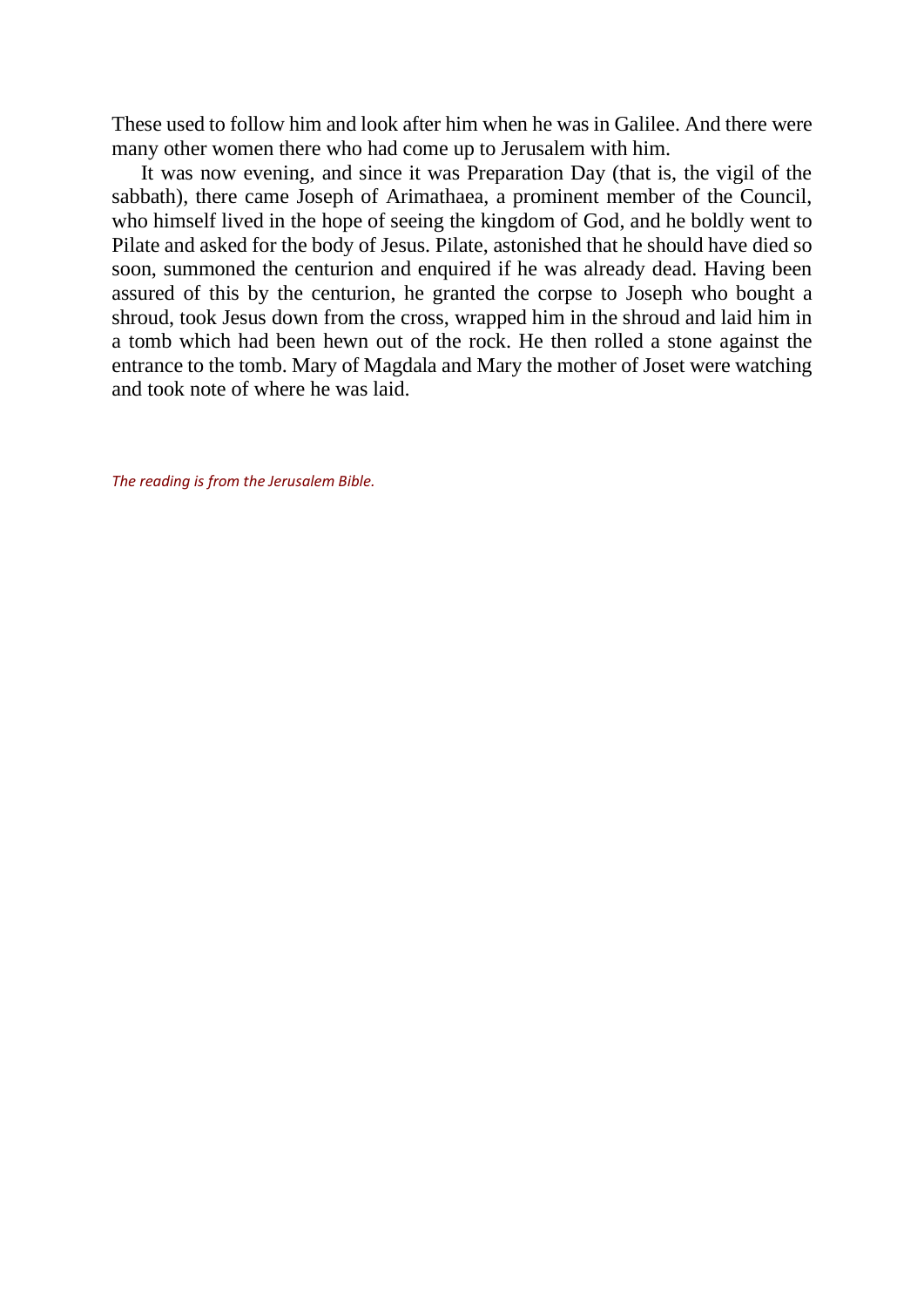These used to follow him and look after him when he was in Galilee. And there were many other women there who had come up to Jerusalem with him.

It was now evening, and since it was Preparation Day (that is, the vigil of the sabbath), there came Joseph of Arimathaea, a prominent member of the Council, who himself lived in the hope of seeing the kingdom of God, and he boldly went to Pilate and asked for the body of Jesus. Pilate, astonished that he should have died so soon, summoned the centurion and enquired if he was already dead. Having been assured of this by the centurion, he granted the corpse to Joseph who bought a shroud, took Jesus down from the cross, wrapped him in the shroud and laid him in a tomb which had been hewn out of the rock. He then rolled a stone against the entrance to the tomb. Mary of Magdala and Mary the mother of Joset were watching and took note of where he was laid.

*The reading is from the Jerusalem Bible.*